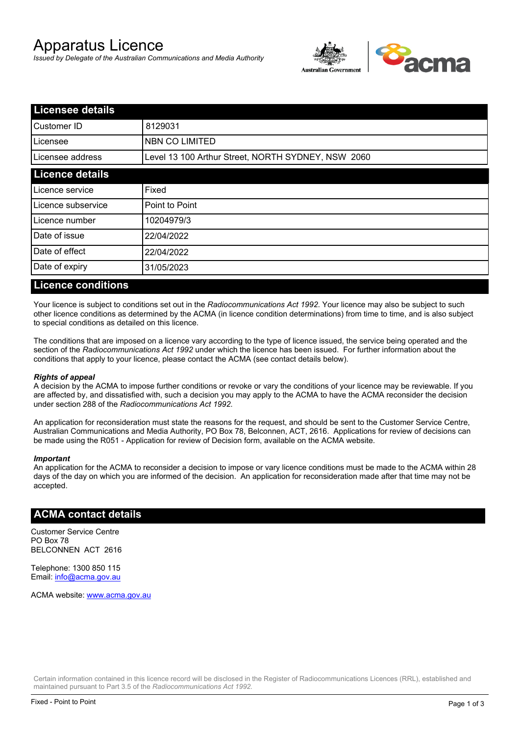# Apparatus Licence

*Issued by Delegate of the Australian Communications and Media Authority*

| Licensee details | |
|---|---|
| Customer ID | 8129031 |
| Licensee | NBN CO LIMITED |
| Licensee address | Level 13 100 Arthur Street, NORTH SYDNEY, NSW 2060 |

| Licence details | |
|---|---|
| Licence service | Fixed |
| Licence subservice | Point to Point |
| Licence number | 10204979/3 |
| Date of issue | 22/04/2022 |
| Date of effect | 22/04/2022 |
| Date of expiry | 31/05/2023 |

## Licence conditions

Your licence is subject to conditions set out in the *Radiocommunications Act 1992*. Your licence may also be subject to such other licence conditions as determined by the ACMA (in licence condition determinations) from time to time, and is also subject to special conditions as detailed on this licence.

The conditions that are imposed on a licence vary according to the type of licence issued, the service being operated and the section of the *Radiocommunications Act 1992* under which the licence has been issued. For further information about the conditions that apply to your licence, please contact the ACMA (see contact details below).

***Rights of appeal***

A decision by the ACMA to impose further conditions or revoke or vary the conditions of your licence may be reviewable. If you are affected by, and dissatisfied with, such a decision you may apply to the ACMA to have the ACMA reconsider the decision under section 288 of the *Radiocommunications Act 1992*.

An application for reconsideration must state the reasons for the request, and should be sent to the Customer Service Centre, Australian Communications and Media Authority, PO Box 78, Belconnen, ACT, 2616. Applications for review of decisions can be made using the R051 - Application for review of Decision form, available on the ACMA website.

***Important***

An application for the ACMA to reconsider a decision to impose or vary licence conditions must be made to the ACMA within 28 days of the day on which you are informed of the decision. An application for reconsideration made after that time may not be accepted.

## ACMA contact details

Customer Service Centre
PO Box 78
BELCONNEN ACT 2616

Telephone: 1300 850 115
Email: info@acma.gov.au

ACMA website: www.acma.gov.au

Certain information contained in this licence record will be disclosed in the Register of Radiocommunications Licences (RRL), established and maintained pursuant to Part 3.5 of the *Radiocommunications Act 1992*.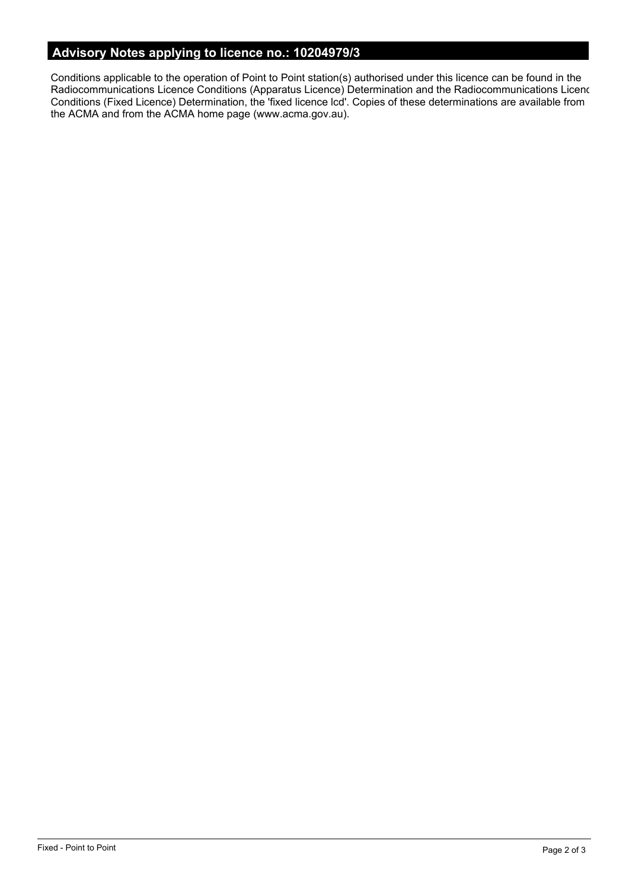## Advisory Notes applying to licence no.: 10204979/3

Conditions applicable to the operation of Point to Point station(s) authorised under this licence can be found in the Radiocommunications Licence Conditions (Apparatus Licence) Determination and the Radiocommunications Licenc Conditions (Fixed Licence) Determination, the 'fixed licence lcd'. Copies of these determinations are available from the ACMA and from the ACMA home page (www.acma.gov.au).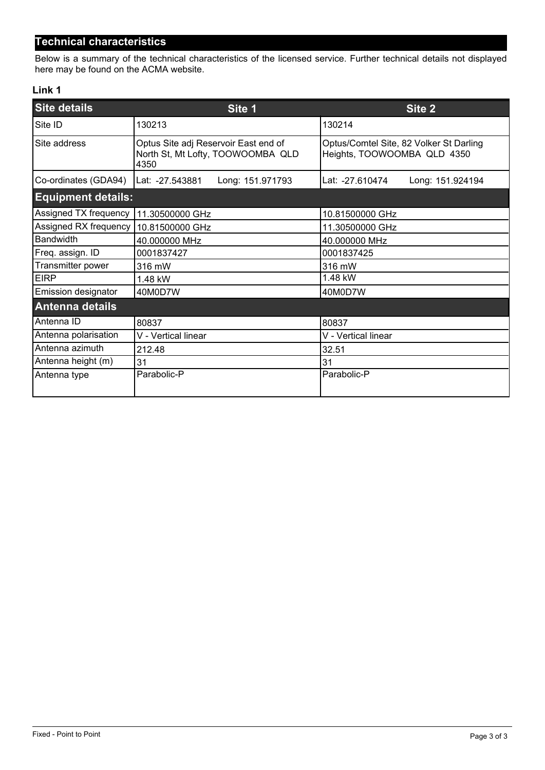## Technical characteristics

Below is a summary of the technical characteristics of the licensed service. Further technical details not displayed here may be found on the ACMA website.

**Link 1**

| Site details | Site 1 | Site 2 |
|---|---|---|
| Site ID | 130213 | 130214 |
| Site address | Optus Site adj Reservoir East end of North St, Mt Lofty, TOOWOOMBA QLD 4350 | Optus/Comtel Site, 82 Volker St Darling Heights, TOOWOOMBA QLD 4350 |
| Co-ordinates (GDA94) | Lat: -27.543881 Long: 151.971793 | Lat: -27.610474 Long: 151.924194 |
| **Equipment details:** | | |
| Assigned TX frequency | 11.30500000 GHz | 10.81500000 GHz |
| Assigned RX frequency | 10.81500000 GHz | 11.30500000 GHz |
| Bandwidth | 40.000000 MHz | 40.000000 MHz |
| Freq. assign. ID | 0001837427 | 0001837425 |
| Transmitter power | 316 mW | 316 mW |
| EIRP | 1.48 kW | 1.48 kW |
| Emission designator | 40M0D7W | 40M0D7W |
| **Antenna details** | | |
| Antenna ID | 80837 | 80837 |
| Antenna polarisation | V - Vertical linear | V - Vertical linear |
| Antenna azimuth | 212.48 | 32.51 |
| Antenna height (m) | 31 | 31 |
| Antenna type | Parabolic-P | Parabolic-P |

Fixed - Point to Point